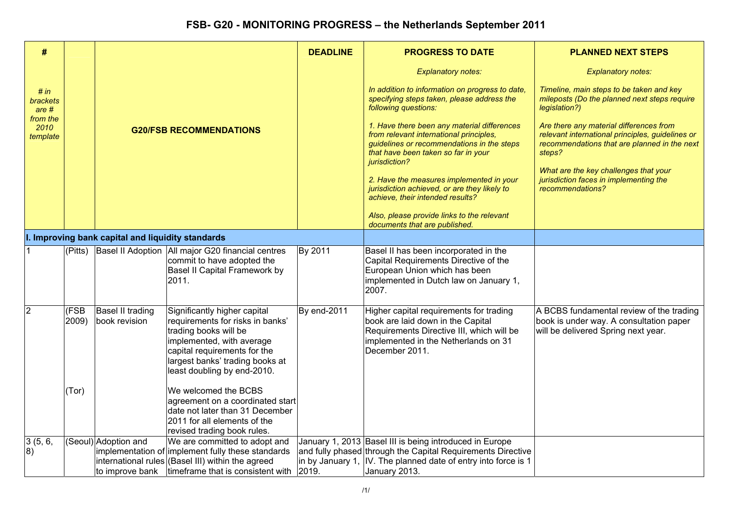# FSB- G20 - MONITORING PROGRESS – the Netherlands September 2011

| # <br><br> *# in brackets are # from the 2010 template* | | | **G20/FSB RECOMMENDATIONS** | **DEADLINE** | **PROGRESS TO DATE** <br><br> *Explanatory notes:* <br><br> *In addition to information on progress to date, specifying steps taken, please address the following questions:* <br><br> *1. Have there been any material differences from relevant international principles, guidelines or recommendations in the steps that have been taken so far in your jurisdiction?* <br><br> *2. Have the measures implemented in your jurisdiction achieved, or are they likely to achieve, their intended results?* <br><br> *Also, please provide links to the relevant documents that are published.* | **PLANNED NEXT STEPS** <br><br> *Explanatory notes:* <br><br> *Timeline, main steps to be taken and key mileposts (Do the planned next steps require legislation?)* <br><br> *Are there any material differences from relevant international principles, guidelines or recommendations that are planned in the next steps?* <br><br> *What are the key challenges that your jurisdiction faces in implementing the recommendations?* |
|---|---|---|---|---|---|---|
| **I. Improving bank capital and liquidity standards** | | | | | | |
| 1 | (Pitts) | Basel II Adoption | All major G20 financial centres commit to have adopted the Basel II Capital Framework by 2011. | By 2011 | Basel II has been incorporated in the Capital Requirements Directive of the European Union which has been implemented in Dutch law on January 1, 2007. | |
| 2 | (FSB 2009) <br><br> (Tor) | Basel II trading book revision | Significantly higher capital requirements for risks in banks' trading books will be implemented, with average capital requirements for the largest banks' trading books at least doubling by end-2010. <br><br> We welcomed the BCBS agreement on a coordinated start date not later than 31 December 2011 for all elements of the revised trading book rules. | By end-2011 | Higher capital requirements for trading book are laid down in the Capital Requirements Directive III, which will be implemented in the Netherlands on 31 December 2011. | A BCBS fundamental review of the trading book is under way. A consultation paper will be delivered Spring next year. |
| 3 (5, 6, 8) | (Seoul) | Adoption and implementation of international rules to improve bank | We are committed to adopt and implement fully these standards (Basel III) within the agreed timeframe that is consistent with | January 1, 2013 and fully phased in by January 1, 2019. | Basel III is being introduced in Europe through the Capital Requirements Directive IV. The planned date of entry into force is 1 January 2013. | |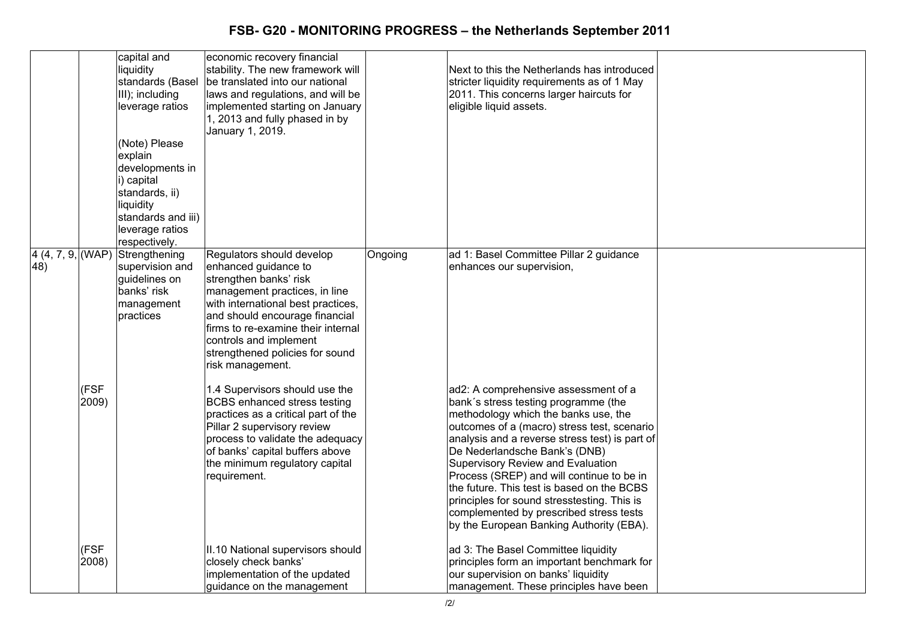# FSB- G20 - MONITORING PROGRESS – the Netherlands September 2011

| | | | | | | |
|---|---|---|---|---|---|---|
| | | capital and liquidity standards (Basel III); including leverage ratios<br><br>(Note) Please explain developments in i) capital standards, ii) liquidity standards and iii) leverage ratios respectively. | economic recovery financial stability. The new framework will be translated into our national laws and regulations, and will be implemented starting on January 1, 2013 and fully phased in by January 1, 2019. | | Next to this the Netherlands has introduced stricter liquidity requirements as of 1 May 2011. This concerns larger haircuts for eligible liquid assets. | |
| 4 (4, 7, 9, 48) | (WAP) | Strengthening supervision and guidelines on banks' risk management practices | Regulators should develop enhanced guidance to strengthen banks' risk management practices, in line with international best practices, and should encourage financial firms to re-examine their internal controls and implement strengthened policies for sound risk management. | Ongoing | ad 1: Basel Committee Pillar 2 guidance enhances our supervision, | |
| | (FSF 2009) | | 1.4 Supervisors should use the BCBS enhanced stress testing practices as a critical part of the Pillar 2 supervisory review process to validate the adequacy of banks' capital buffers above the minimum regulatory capital requirement. | | ad2: A comprehensive assessment of a bank´s stress testing programme (the methodology which the banks use, the outcomes of a (macro) stress test, scenario analysis and a reverse stress test) is part of De Nederlandsche Bank's (DNB) Supervisory Review and Evaluation Process (SREP) and will continue to be in the future. This test is based on the BCBS principles for sound stresstesting. This is complemented by prescribed stress tests by the European Banking Authority (EBA). | |
| | (FSF 2008) | | II.10 National supervisors should closely check banks' implementation of the updated guidance on the management | | ad 3: The Basel Committee liquidity principles form an important benchmark for our supervision on banks' liquidity management. These principles have been | |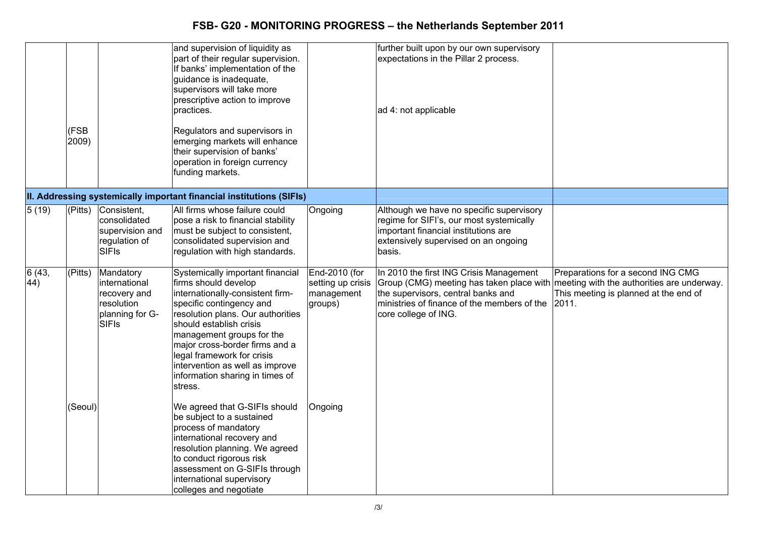| | | | | | | |
|---|---|---|---|---|---|---|
| | | | and supervision of liquidity as part of their regular supervision. If banks' implementation of the guidance is inadequate, supervisors will take more prescriptive action to improve practices. | | further built upon by our own supervisory expectations in the Pillar 2 process.<br><br>ad 4: not applicable | |
| | (FSB 2009) | | Regulators and supervisors in emerging markets will enhance their supervision of banks' operation in foreign currency funding markets. | | | |
| **II. Addressing systemically important financial institutions (SIFIs)** | | | | | | |
| 5 (19) | (Pitts) | Consistent, consolidated supervision and regulation of SIFIs | All firms whose failure could pose a risk to financial stability must be subject to consistent, consolidated supervision and regulation with high standards. | Ongoing | Although we have no specific supervisory regime for SIFI's, our most systemically important financial institutions are extensively supervised on an ongoing basis. | |
| 6 (43, 44) | (Pitts) | Mandatory international recovery and resolution planning for G-SIFIs | Systemically important financial firms should develop internationally-consistent firm-specific contingency and resolution plans. Our authorities should establish crisis management groups for the major cross-border firms and a legal framework for crisis intervention as well as improve information sharing in times of stress. | End-2010 (for setting up crisis management groups) | In 2010 the first ING Crisis Management Group (CMG) meeting has taken place with the supervisors, central banks and ministries of finance of the members of the core college of ING. | Preparations for a second ING CMG meeting with the authorities are underway. This meeting is planned at the end of 2011. |
| | (Seoul) | | We agreed that G-SIFIs should be subject to a sustained process of mandatory international recovery and resolution planning. We agreed to conduct rigorous risk assessment on G-SIFIs through international supervisory colleges and negotiate | Ongoing | | |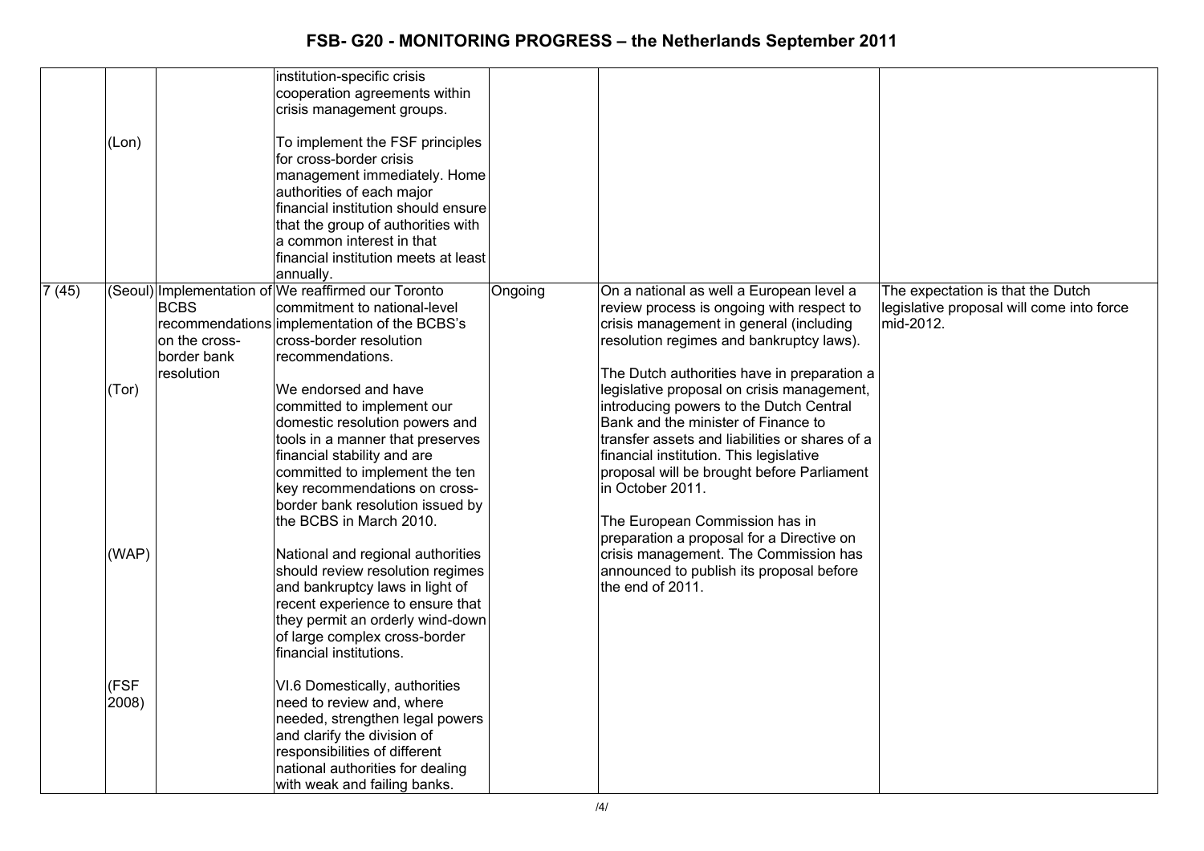| | | | | | | |
|---|---|---|---|---|---|---|
| | | | institution-specific crisis cooperation agreements within crisis management groups. | | | |
| | (Lon) | | To implement the FSF principles for cross-border crisis management immediately. Home authorities of each major financial institution should ensure that the group of authorities with a common interest in that financial institution meets at least annually. | | | |
| 7 (45) | (Seoul) | Implementation of BCBS recommendations on the cross-border bank resolution | We reaffirmed our Toronto commitment to national-level implementation of the BCBS's cross-border resolution recommendations. | Ongoing | On a national as well a European level a review process is ongoing with respect to crisis management in general (including resolution regimes and bankruptcy laws).<br><br>The Dutch authorities have in preparation a legislative proposal on crisis management, introducing powers to the Dutch Central Bank and the minister of Finance to transfer assets and liabilities or shares of a financial institution. This legislative proposal will be brought before Parliament in October 2011.<br><br>The European Commission has in preparation a proposal for a Directive on crisis management. The Commission has announced to publish its proposal before the end of 2011. | The expectation is that the Dutch legislative proposal will come into force mid-2012. |
| | (Tor) | | We endorsed and have committed to implement our domestic resolution powers and tools in a manner that preserves financial stability and are committed to implement the ten key recommendations on cross-border bank resolution issued by the BCBS in March 2010. | | | |
| | (WAP) | | National and regional authorities should review resolution regimes and bankruptcy laws in light of recent experience to ensure that they permit an orderly wind-down of large complex cross-border financial institutions. | | | |
| | (FSF 2008) | | VI.6 Domestically, authorities need to review and, where needed, strengthen legal powers and clarify the division of responsibilities of different national authorities for dealing with weak and failing banks. | | | |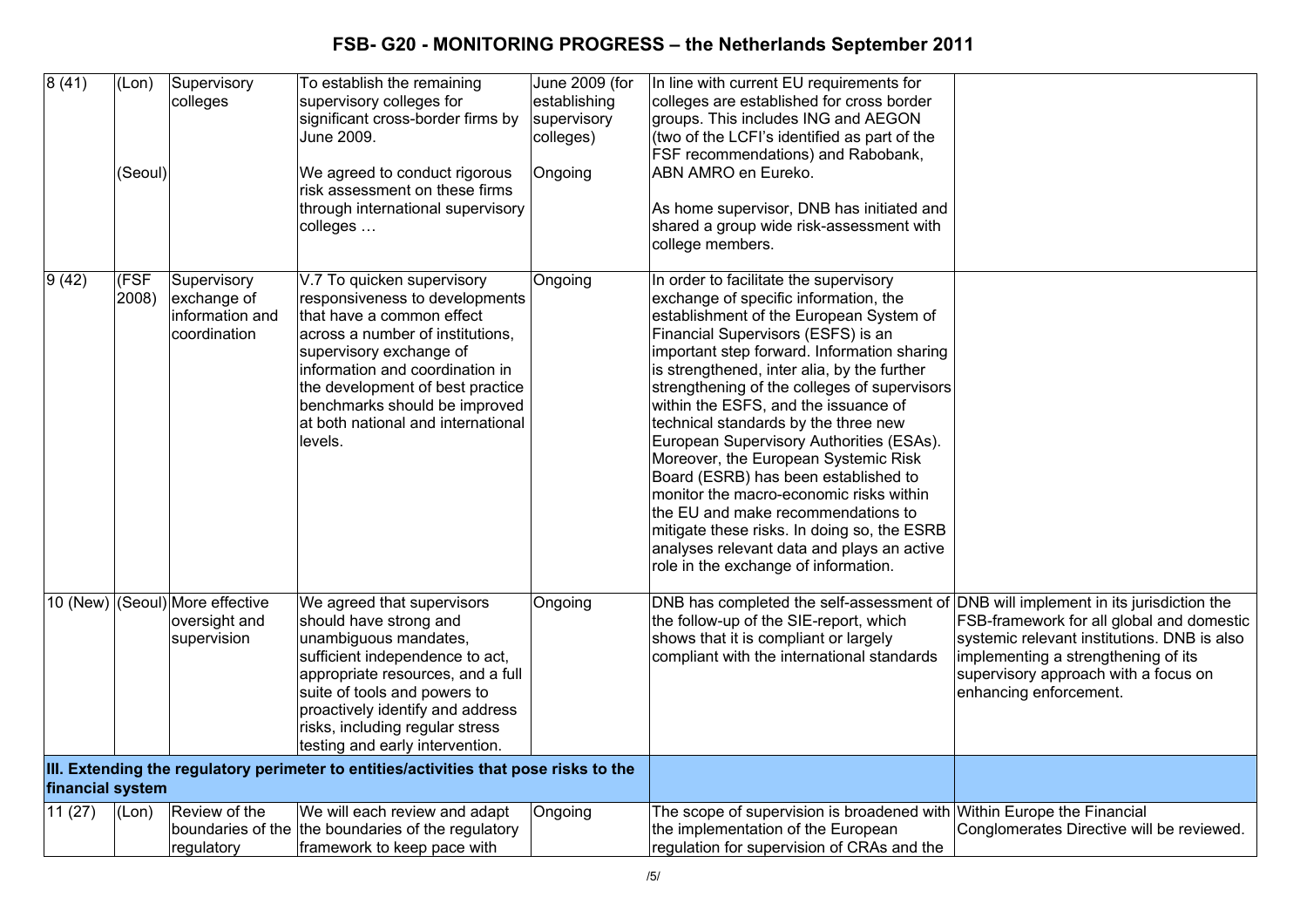| | | | | | | |
|---|---|---|---|---|---|---|
| 8 (41) | (Lon)<br><br>(Seoul) | Supervisory colleges | To establish the remaining supervisory colleges for significant cross-border firms by June 2009.<br><br>We agreed to conduct rigorous risk assessment on these firms through international supervisory colleges … | June 2009 (for establishing supervisory colleges)<br><br>Ongoing | In line with current EU requirements for colleges are established for cross border groups. This includes ING and AEGON (two of the LCFI's identified as part of the FSF recommendations) and Rabobank, ABN AMRO en Eureko.<br><br>As home supervisor, DNB has initiated and shared a group wide risk-assessment with college members. | |
| 9 (42) | (FSF 2008) | Supervisory exchange of information and coordination | V.7 To quicken supervisory responsiveness to developments that have a common effect across a number of institutions, supervisory exchange of information and coordination in the development of best practice benchmarks should be improved at both national and international levels. | Ongoing | In order to facilitate the supervisory exchange of specific information, the establishment of the European System of Financial Supervisors (ESFS) is an important step forward. Information sharing is strengthened, inter alia, by the further strengthening of the colleges of supervisors within the ESFS, and the issuance of technical standards by the three new European Supervisory Authorities (ESAs). Moreover, the European Systemic Risk Board (ESRB) has been established to monitor the macro-economic risks within the EU and make recommendations to mitigate these risks. In doing so, the ESRB analyses relevant data and plays an active role in the exchange of information. | |
| 10 (New) | (Seoul) | More effective oversight and supervision | We agreed that supervisors should have strong and unambiguous mandates, sufficient independence to act, appropriate resources, and a full suite of tools and powers to proactively identify and address risks, including regular stress testing and early intervention. | Ongoing | DNB has completed the self-assessment of the follow-up of the SIE-report, which shows that it is compliant or largely compliant with the international standards | DNB will implement in its jurisdiction the FSB-framework for all global and domestic systemic relevant institutions. DNB is also implementing a strengthening of its supervisory approach with a focus on enhancing enforcement. |
| **III. Extending the regulatory perimeter to entities/activities that pose risks to the financial system** | | | | | | |
| 11 (27) | (Lon) | Review of the boundaries of the regulatory | We will each review and adapt the boundaries of the regulatory framework to keep pace with | Ongoing | The scope of supervision is broadened with the implementation of the European regulation for supervision of CRAs and the | Within Europe the Financial Conglomerates Directive will be reviewed. |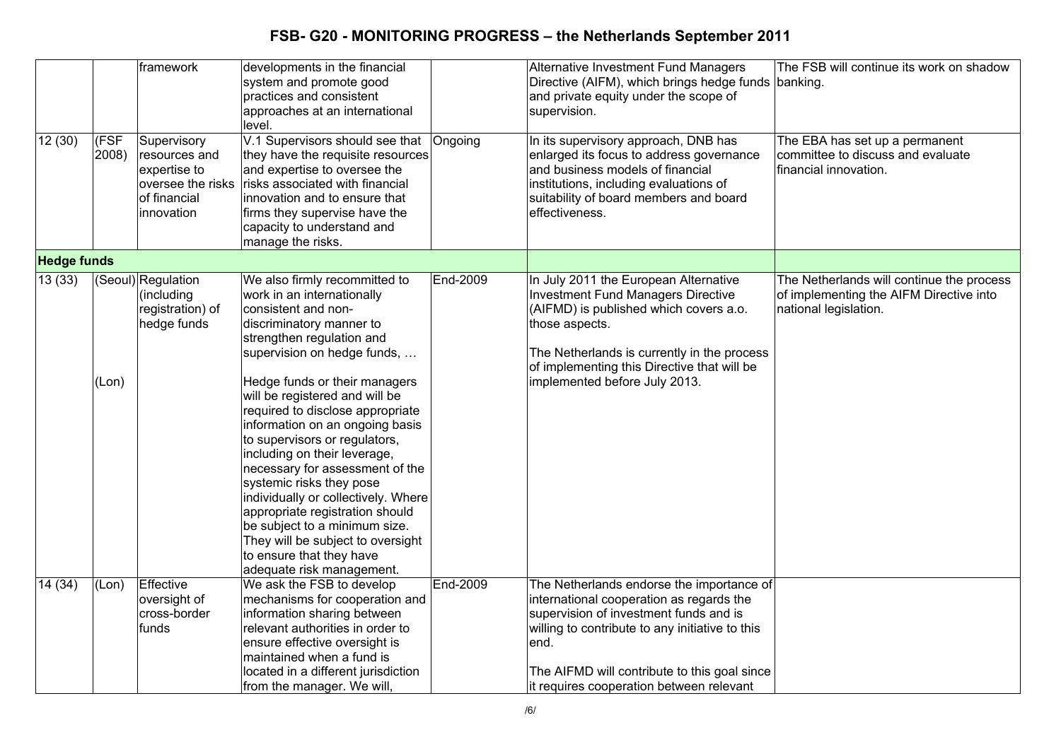| | | framework | developments in the financial system and promote good practices and consistent approaches at an international level. | | Alternative Investment Fund Managers Directive (AIFM), which brings hedge funds and private equity under the scope of supervision. | The FSB will continue its work on shadow banking. |
|---|---|---|---|---|---|---|
| 12 (30) | (FSF 2008) | Supervisory resources and expertise to oversee the risks of financial innovation | V.1 Supervisors should see that they have the requisite resources and expertise to oversee the risks associated with financial innovation and to ensure that firms they supervise have the capacity to understand and manage the risks. | Ongoing | In its supervisory approach, DNB has enlarged its focus to address governance and business models of financial institutions, including evaluations of suitability of board members and board effectiveness. | The EBA has set up a permanent committee to discuss and evaluate financial innovation. |
| **Hedge funds** | | | | | | |
| 13 (33) | (Seoul)<br><br>(Lon) | Regulation (including registration) of hedge funds | We also firmly recommitted to work in an internationally consistent and non-discriminatory manner to strengthen regulation and supervision on hedge funds, …<br><br>Hedge funds or their managers will be registered and will be required to disclose appropriate information on an ongoing basis to supervisors or regulators, including on their leverage, necessary for assessment of the systemic risks they pose individually or collectively. Where appropriate registration should be subject to a minimum size. They will be subject to oversight to ensure that they have adequate risk management. | End-2009 | In July 2011 the European Alternative Investment Fund Managers Directive (AIFMD) is published which covers a.o. those aspects.<br><br>The Netherlands is currently in the process of implementing this Directive that will be implemented before July 2013. | The Netherlands will continue the process of implementing the AIFM Directive into national legislation. |
| 14 (34) | (Lon) | Effective oversight of cross-border funds | We ask the FSB to develop mechanisms for cooperation and information sharing between relevant authorities in order to ensure effective oversight is maintained when a fund is located in a different jurisdiction from the manager. We will, | End-2009 | The Netherlands endorse the importance of international cooperation as regards the supervision of investment funds and is willing to contribute to any initiative to this end.<br><br>The AIFMD will contribute to this goal since it requires cooperation between relevant | |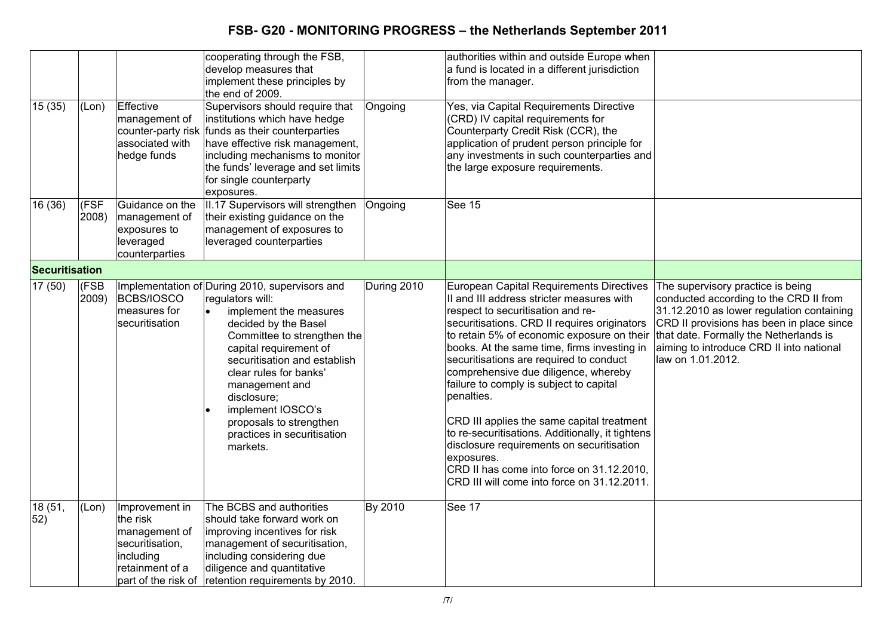| | | | cooperating through the FSB, develop measures that implement these principles by the end of 2009. | | authorities within and outside Europe when a fund is located in a different jurisdiction from the manager. | |
|---|---|---|---|---|---|---|
| 15 (35) | (Lon) | Effective management of counter-party risk associated with hedge funds | Supervisors should require that institutions which have hedge funds as their counterparties have effective risk management, including mechanisms to monitor the funds' leverage and set limits for single counterparty exposures. | Ongoing | Yes, via Capital Requirements Directive (CRD) IV capital requirements for Counterparty Credit Risk (CCR), the application of prudent person principle for any investments in such counterparties and the large exposure requirements. | |
| 16 (36) | (FSF 2008) | Guidance on the management of exposures to leveraged counterparties | II.17 Supervisors will strengthen their existing guidance on the management of exposures to leveraged counterparties | Ongoing | See 15 | |
| **Securitisation** | | | | | | |
| 17 (50) | (FSB 2009) | Implementation of BCBS/IOSCO measures for securitisation | During 2010, supervisors and regulators will:<br>• implement the measures decided by the Basel Committee to strengthen the capital requirement of securitisation and establish clear rules for banks' management and disclosure;<br>• implement IOSCO's proposals to strengthen practices in securitisation markets. | During 2010 | European Capital Requirements Directives II and III address stricter measures with respect to securitisation and re-securitisations. CRD II requires originators to retain 5% of economic exposure on their books. At the same time, firms investing in securitisations are required to conduct comprehensive due diligence, whereby failure to comply is subject to capital penalties.<br><br>CRD III applies the same capital treatment to re-securitisations. Additionally, it tightens disclosure requirements on securitisation exposures.<br>CRD II has come into force on 31.12.2010, CRD III will come into force on 31.12.2011. | The supervisory practice is being conducted according to the CRD II from 31.12.2010 as lower regulation containing CRD II provisions has been in place since that date. Formally the Netherlands is aiming to introduce CRD II into national law on 1.01.2012. |
| 18 (51, 52) | (Lon) | Improvement in the risk management of securitisation, including retainment of a part of the risk of | The BCBS and authorities should take forward work on improving incentives for risk management of securitisation, including considering due diligence and quantitative retention requirements by 2010. | By 2010 | See 17 | |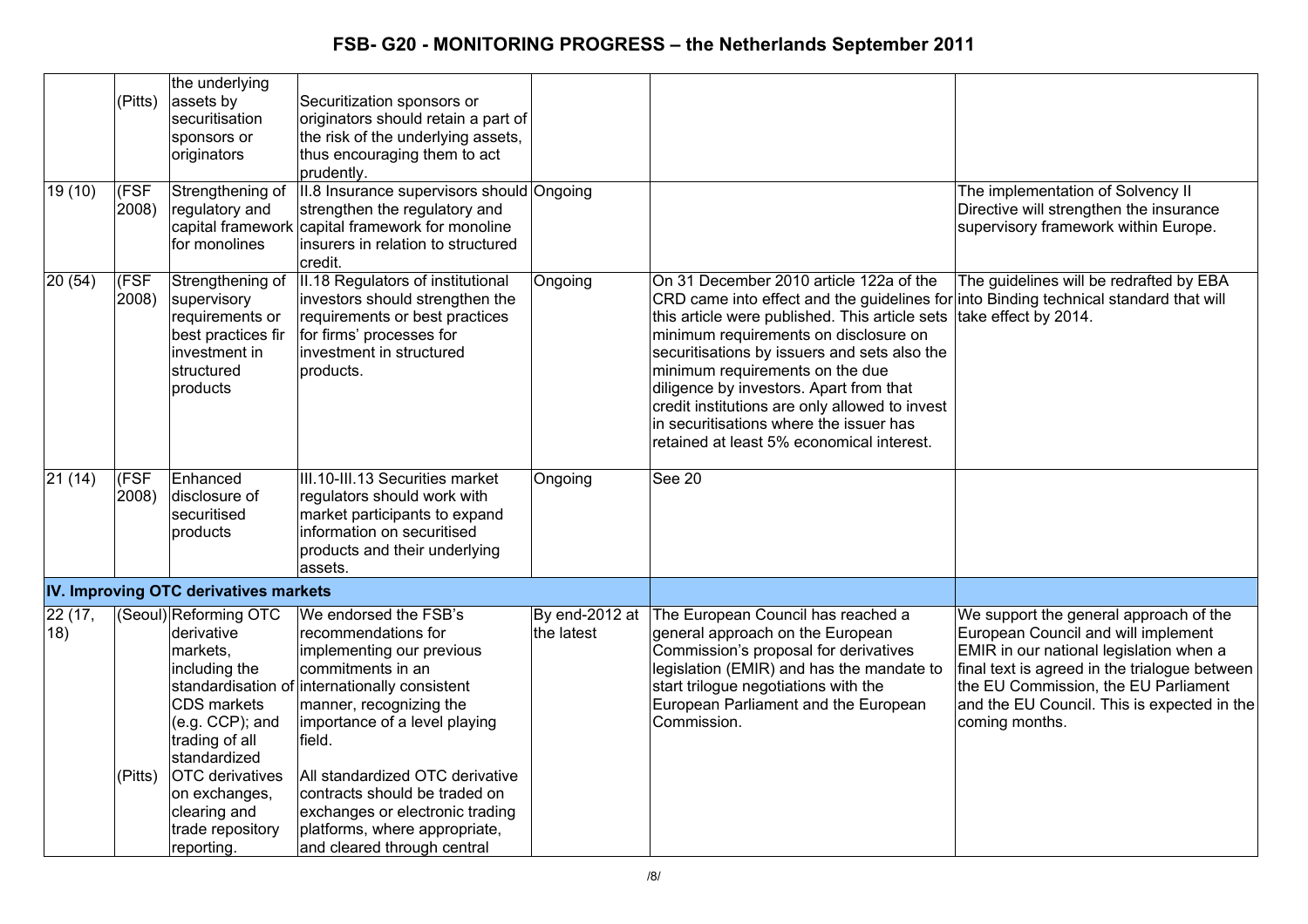# FSB- G20 - MONITORING PROGRESS – the Netherlands September 2011

| | | | | | | |
|---|---|---|---|---|---|---|
| | (Pitts) | the underlying assets by securitisation sponsors or originators | Securitization sponsors or originators should retain a part of the risk of the underlying assets, thus encouraging them to act prudently. | | | |
| 19 (10) | (FSF 2008) | Strengthening of regulatory and capital framework for monolines | II.8 Insurance supervisors should strengthen the regulatory and capital framework for monoline insurers in relation to structured credit. | Ongoing | | The implementation of Solvency II Directive will strengthen the insurance supervisory framework within Europe. |
| 20 (54) | (FSF 2008) | Strengthening of supervisory requirements or best practices fir investment in structured products | II.18 Regulators of institutional investors should strengthen the requirements or best practices for firms' processes for investment in structured products. | Ongoing | On 31 December 2010 article 122a of the CRD came into effect and the guidelines for this article were published. This article sets minimum requirements on disclosure on securitisations by issuers and sets also the minimum requirements on the due diligence by investors. Apart from that credit institutions are only allowed to invest in securitisations where the issuer has retained at least 5% economical interest. | The guidelines will be redrafted by EBA into Binding technical standard that will take effect by 2014. |
| 21 (14) | (FSF 2008) | Enhanced disclosure of securitised products | III.10-III.13 Securities market regulators should work with market participants to expand information on securitised products and their underlying assets. | Ongoing | See 20 | |
| **IV. Improving OTC derivatives markets** | | | | | | |
| 22 (17, 18) | (Seoul)<br><br><br><br><br><br><br><br>(Pitts) | Reforming OTC derivative markets, including the standardisation of CDS markets (e.g. CCP); and trading of all standardized OTC derivatives on exchanges, clearing and trade repository reporting. | We endorsed the FSB's recommendations for implementing our previous commitments in an internationally consistent manner, recognizing the importance of a level playing field.<br><br>All standardized OTC derivative contracts should be traded on exchanges or electronic trading platforms, where appropriate, and cleared through central | By end-2012 at the latest | The European Council has reached a general approach on the European Commission's proposal for derivatives legislation (EMIR) and has the mandate to start trilogue negotiations with the European Parliament and the European Commission. | We support the general approach of the European Council and will implement EMIR in our national legislation when a final text is agreed in the trialogue between the EU Commission, the EU Parliament and the EU Council. This is expected in the coming months. |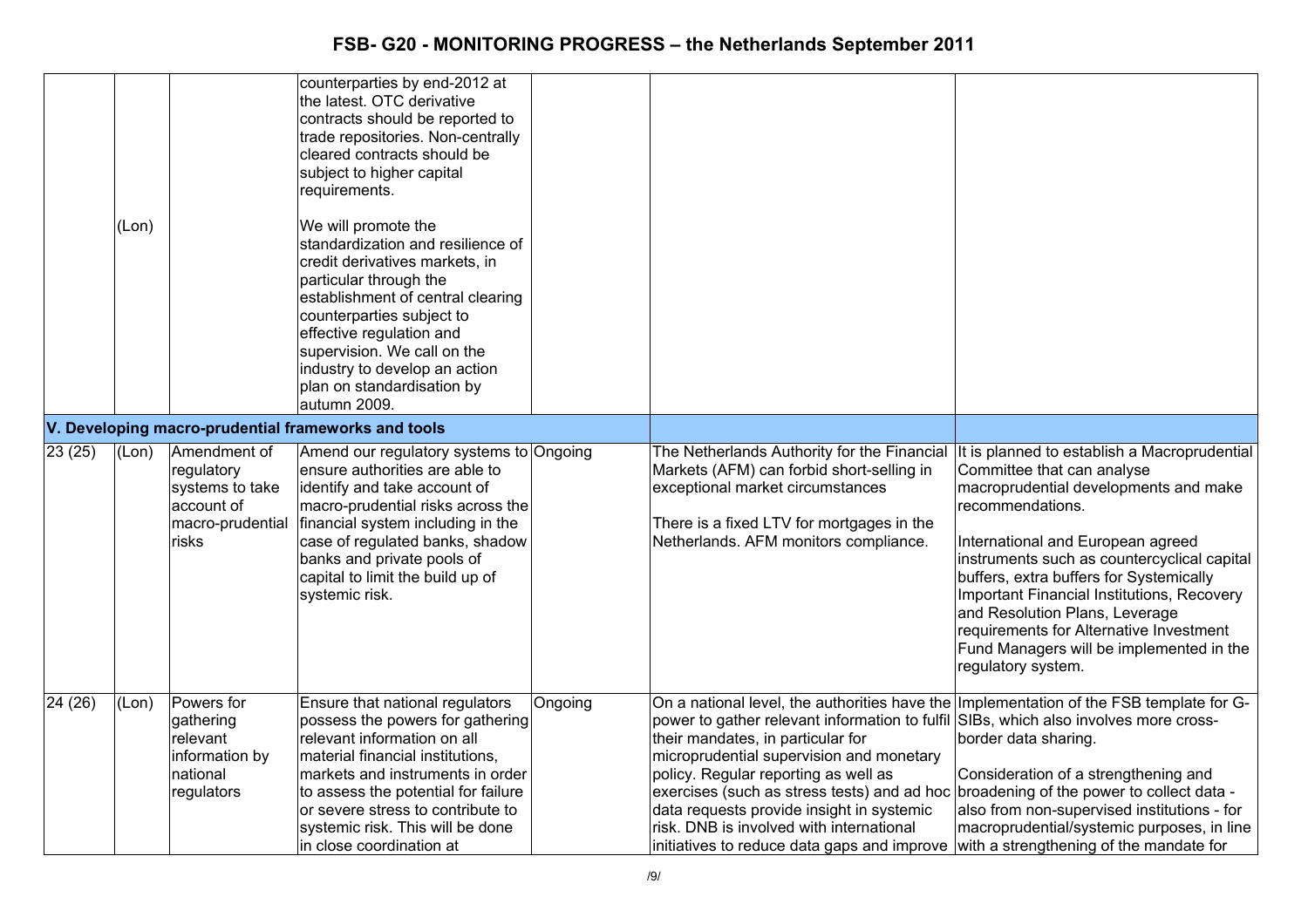| | | | | | | |
|---|---|---|---|---|---|---|
| | (Lon) | | counterparties by end-2012 at the latest. OTC derivative contracts should be reported to trade repositories. Non-centrally cleared contracts should be subject to higher capital requirements.<br><br>We will promote the standardization and resilience of credit derivatives markets, in particular through the establishment of central clearing counterparties subject to effective regulation and supervision. We call on the industry to develop an action plan on standardisation by autumn 2009. | | | |
| **V. Developing macro-prudential frameworks and tools** | | | | | | |
| 23 (25) | (Lon) | Amendment of regulatory systems to take account of macro-prudential risks | Amend our regulatory systems to ensure authorities are able to identify and take account of macro-prudential risks across the financial system including in the case of regulated banks, shadow banks and private pools of capital to limit the build up of systemic risk. | Ongoing | The Netherlands Authority for the Financial Markets (AFM) can forbid short-selling in exceptional market circumstances<br><br>There is a fixed LTV for mortgages in the Netherlands. AFM monitors compliance. | It is planned to establish a Macroprudential Committee that can analyse macroprudential developments and make recommendations.<br><br>International and European agreed instruments such as countercyclical capital buffers, extra buffers for Systemically Important Financial Institutions, Recovery and Resolution Plans, Leverage requirements for Alternative Investment Fund Managers will be implemented in the regulatory system. |
| 24 (26) | (Lon) | Powers for gathering relevant information by national regulators | Ensure that national regulators possess the powers for gathering relevant information on all material financial institutions, markets and instruments in order to assess the potential for failure or severe stress to contribute to systemic risk. This will be done in close coordination at | Ongoing | On a national level, the authorities have the power to gather relevant information to fulfil their mandates, in particular for microprudential supervision and monetary policy. Regular reporting as well as exercises (such as stress tests) and ad hoc data requests provide insight in systemic risk. DNB is involved with international initiatives to reduce data gaps and improve | Implementation of the FSB template for G-SIBs, which also involves more cross-border data sharing.<br><br>Consideration of a strengthening and broadening of the power to collect data - also from non-supervised institutions - for macroprudential/systemic purposes, in line with a strengthening of the mandate for |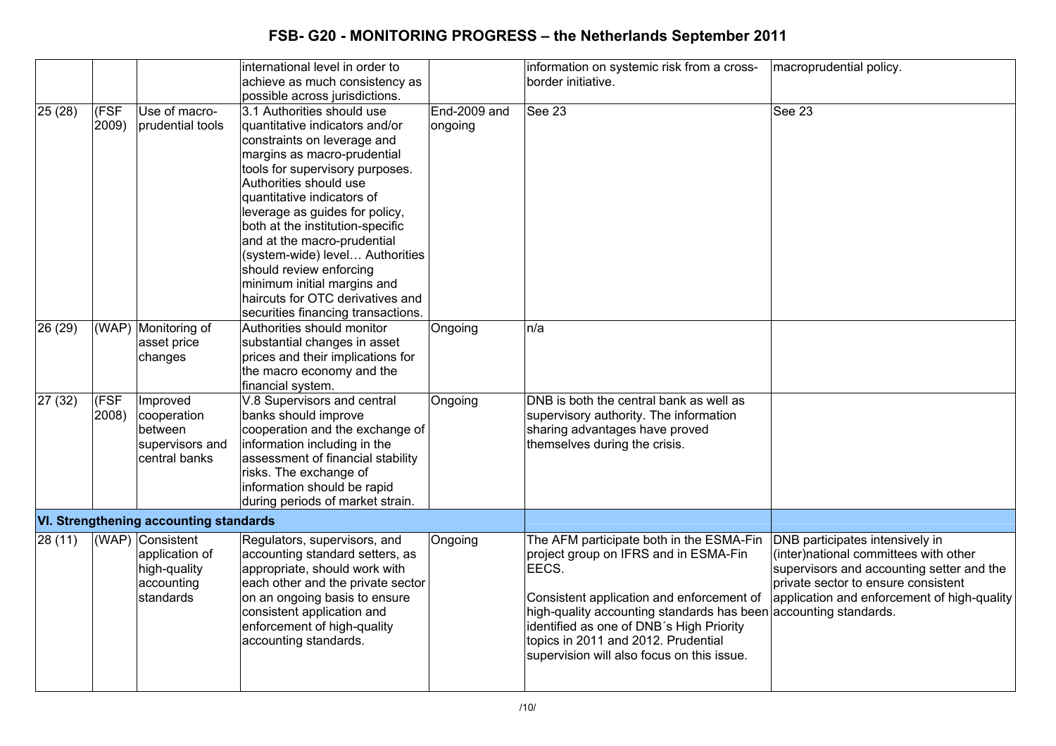| | | | international level in order to achieve as much consistency as possible across jurisdictions. | | information on systemic risk from a cross-border initiative. | macroprudential policy. |
|---|---|---|---|---|---|---|
| 25 (28) | (FSF 2009) | Use of macro-prudential tools | 3.1 Authorities should use quantitative indicators and/or constraints on leverage and margins as macro-prudential tools for supervisory purposes. Authorities should use quantitative indicators of leverage as guides for policy, both at the institution-specific and at the macro-prudential (system-wide) level… Authorities should review enforcing minimum initial margins and haircuts for OTC derivatives and securities financing transactions. | End-2009 and ongoing | See 23 | See 23 |
| 26 (29) | (WAP) | Monitoring of asset price changes | Authorities should monitor substantial changes in asset prices and their implications for the macro economy and the financial system. | Ongoing | n/a | |
| 27 (32) | (FSF 2008) | Improved cooperation between supervisors and central banks | V.8 Supervisors and central banks should improve cooperation and the exchange of information including in the assessment of financial stability risks. The exchange of information should be rapid during periods of market strain. | Ongoing | DNB is both the central bank as well as supervisory authority. The information sharing advantages have proved themselves during the crisis. | |
| **VI. Strengthening accounting standards** | | | | | | |
| 28 (11) | (WAP) | Consistent application of high-quality accounting standards | Regulators, supervisors, and accounting standard setters, as appropriate, should work with each other and the private sector on an ongoing basis to ensure consistent application and enforcement of high-quality accounting standards. | Ongoing | The AFM participate both in the ESMA-Fin project group on IFRS and in ESMA-Fin EECS.<br><br>Consistent application and enforcement of high-quality accounting standards has been identified as one of DNB´s High Priority topics in 2011 and 2012. Prudential supervision will also focus on this issue. | DNB participates intensively in (inter)national committees with other supervisors and accounting setter and the private sector to ensure consistent application and enforcement of high-quality accounting standards. |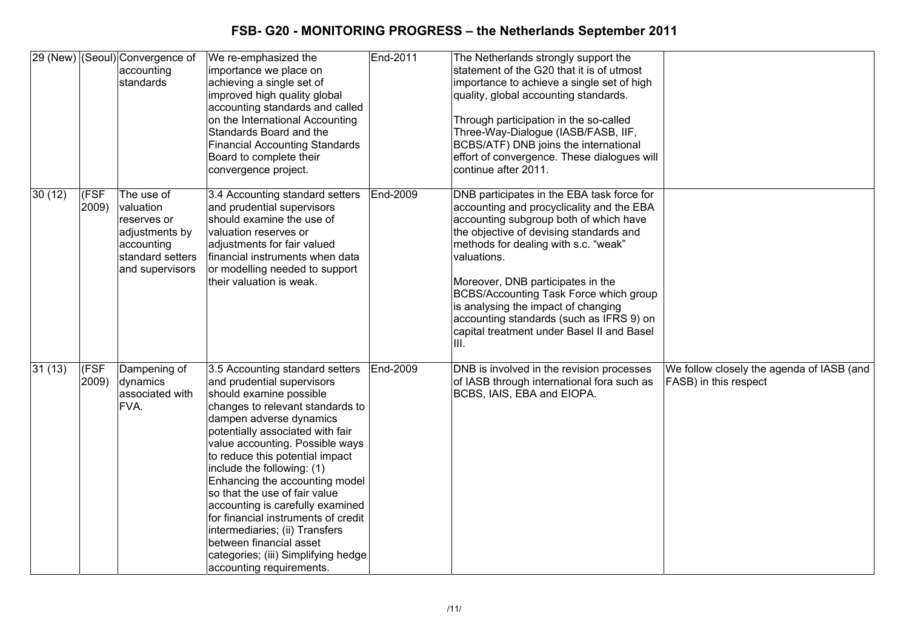# FSB- G20 - MONITORING PROGRESS – the Netherlands September 2011

| | | | | | | |
|---|---|---|---|---|---|---|
| 29 (New) | (Seoul) | Convergence of accounting standards | We re-emphasized the importance we place on achieving a single set of improved high quality global accounting standards and called on the International Accounting Standards Board and the Financial Accounting Standards Board to complete their convergence project. | End-2011 | The Netherlands strongly support the statement of the G20 that it is of utmost importance to achieve a single set of high quality, global accounting standards.<br><br>Through participation in the so-called Three-Way-Dialogue (IASB/FASB, IIF, BCBS/ATF) DNB joins the international effort of convergence. These dialogues will continue after 2011. | |
| 30 (12) | (FSF 2009) | The use of valuation reserves or adjustments by accounting standard setters and supervisors | 3.4 Accounting standard setters and prudential supervisors should examine the use of valuation reserves or adjustments for fair valued financial instruments when data or modelling needed to support their valuation is weak. | End-2009 | DNB participates in the EBA task force for accounting and procyclicality and the EBA accounting subgroup both of which have the objective of devising standards and methods for dealing with s.c. "weak" valuations.<br><br>Moreover, DNB participates in the BCBS/Accounting Task Force which group is analysing the impact of changing accounting standards (such as IFRS 9) on capital treatment under Basel II and Basel III. | |
| 31 (13) | (FSF 2009) | Dampening of dynamics associated with FVA. | 3.5 Accounting standard setters and prudential supervisors should examine possible changes to relevant standards to dampen adverse dynamics potentially associated with fair value accounting. Possible ways to reduce this potential impact include the following: (1) Enhancing the accounting model so that the use of fair value accounting is carefully examined for financial instruments of credit intermediaries; (ii) Transfers between financial asset categories; (iii) Simplifying hedge accounting requirements. | End-2009 | DNB is involved in the revision processes of IASB through international fora such as BCBS, IAIS, EBA and EIOPA. | We follow closely the agenda of IASB (and FASB) in this respect |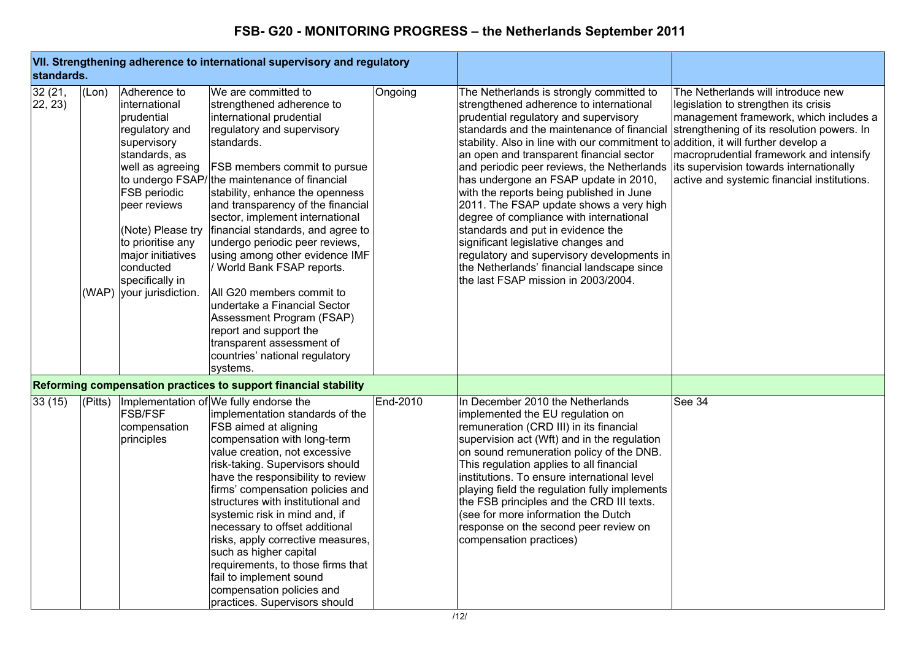# FSB- G20 - MONITORING PROGRESS – the Netherlands September 2011

| | | | | | | |
|---|---|---|---|---|---|---|
| **VII. Strengthening adherence to international supervisory and regulatory standards.** | | | | | | |
| 32 (21, 22, 23) | (Lon)<br><br>(WAP) | Adherence to international prudential regulatory and supervisory standards, as well as agreeing to undergo FSAP/ FSB periodic peer reviews<br><br>(Note) Please try to prioritise any major initiatives conducted specifically in your jurisdiction. | We are committed to strengthened adherence to international prudential regulatory and supervisory standards.<br><br>FSB members commit to pursue the maintenance of financial stability, enhance the openness and transparency of the financial sector, implement international financial standards, and agree to undergo periodic peer reviews, using among other evidence IMF / World Bank FSAP reports.<br><br>All G20 members commit to undertake a Financial Sector Assessment Program (FSAP) report and support the transparent assessment of countries' national regulatory systems. | Ongoing | The Netherlands is strongly committed to strengthened adherence to international prudential regulatory and supervisory standards and the maintenance of financial stability. Also in line with our commitment to an open and transparent financial sector and periodic peer reviews, the Netherlands has undergone an FSAP update in 2010, with the reports being published in June 2011. The FSAP update shows a very high degree of compliance with international standards and put in evidence the significant legislative changes and regulatory and supervisory developments in the Netherlands' financial landscape since the last FSAP mission in 2003/2004. | The Netherlands will introduce new legislation to strengthen its crisis management framework, which includes a strengthening of its resolution powers. In addition, it will further develop a macroprudential framework and intensify its supervision towards internationally active and systemic financial institutions. |
| **Reforming compensation practices to support financial stability** | | | | | | |
| 33 (15) | (Pitts) | Implementation of FSB/FSF compensation principles | We fully endorse the implementation standards of the FSB aimed at aligning compensation with long-term value creation, not excessive risk-taking. Supervisors should have the responsibility to review firms' compensation policies and structures with institutional and systemic risk in mind and, if necessary to offset additional risks, apply corrective measures, such as higher capital requirements, to those firms that fail to implement sound compensation policies and practices. Supervisors should | End-2010 | In December 2010 the Netherlands implemented the EU regulation on remuneration (CRD III) in its financial supervision act (Wft) and in the regulation on sound remuneration policy of the DNB. This regulation applies to all financial institutions. To ensure international level playing field the regulation fully implements the FSB principles and the CRD III texts. (see for more information the Dutch response on the second peer review on compensation practices) | See 34 |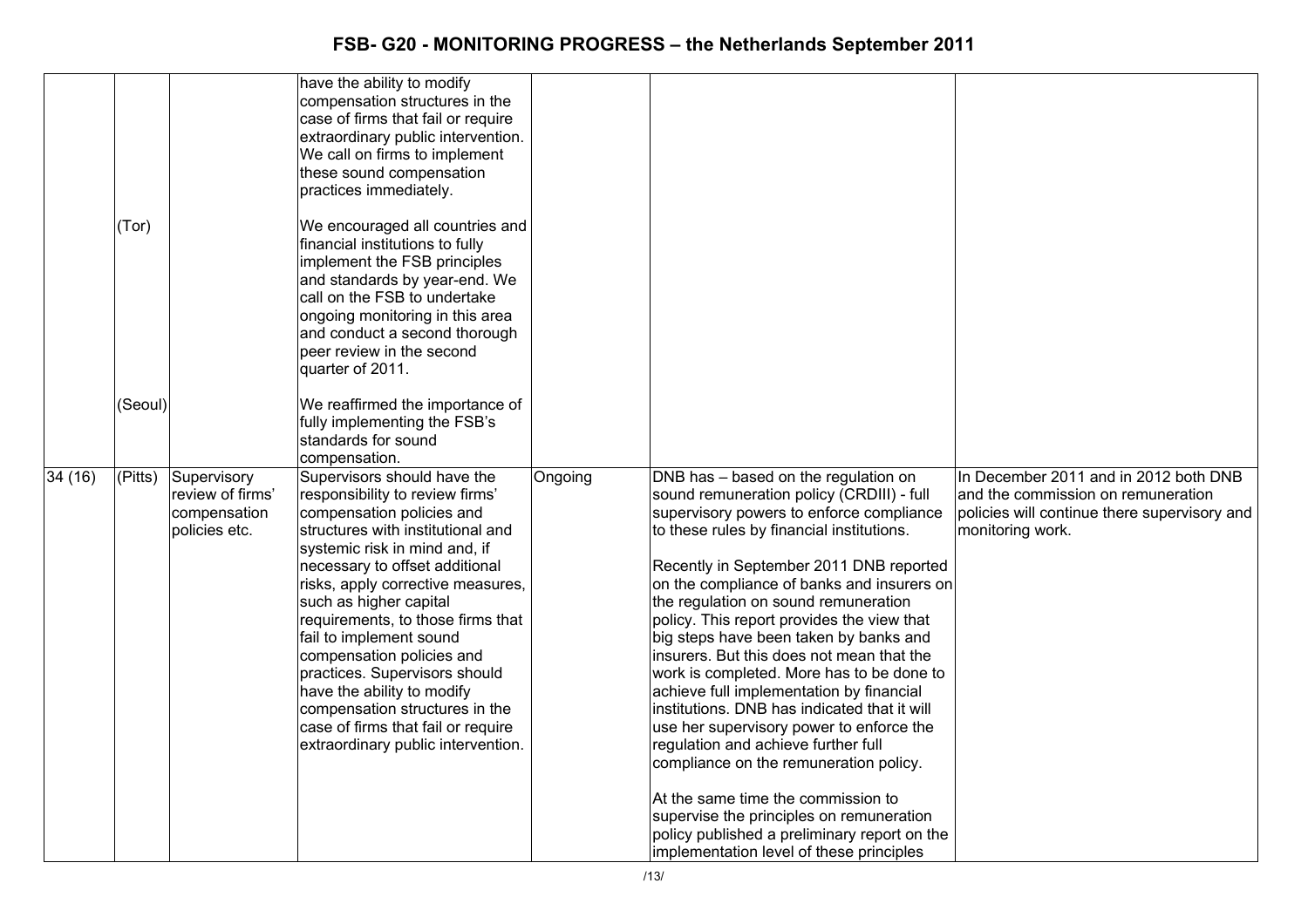| | | | | | | |
|---|---|---|---|---|---|---|
| | | | have the ability to modify compensation structures in the case of firms that fail or require extraordinary public intervention. We call on firms to implement these sound compensation practices immediately. | | | |
| | (Tor) | | We encouraged all countries and financial institutions to fully implement the FSB principles and standards by year-end. We call on the FSB to undertake ongoing monitoring in this area and conduct a second thorough peer review in the second quarter of 2011. | | | |
| | (Seoul) | | We reaffirmed the importance of fully implementing the FSB's standards for sound compensation. | | | |
| 34 (16) | (Pitts) | Supervisory review of firms' compensation policies etc. | Supervisors should have the responsibility to review firms' compensation policies and structures with institutional and systemic risk in mind and, if necessary to offset additional risks, apply corrective measures, such as higher capital requirements, to those firms that fail to implement sound compensation policies and practices. Supervisors should have the ability to modify compensation structures in the case of firms that fail or require extraordinary public intervention. | Ongoing | DNB has – based on the regulation on sound remuneration policy (CRDIII) - full supervisory powers to enforce compliance to these rules by financial institutions.<br><br>Recently in September 2011 DNB reported on the compliance of banks and insurers on the regulation on sound remuneration policy. This report provides the view that big steps have been taken by banks and insurers. But this does not mean that the work is completed. More has to be done to achieve full implementation by financial institutions. DNB has indicated that it will use her supervisory power to enforce the regulation and achieve further full compliance on the remuneration policy.<br><br>At the same time the commission to supervise the principles on remuneration policy published a preliminary report on the implementation level of these principles | In December 2011 and in 2012 both DNB and the commission on remuneration policies will continue there supervisory and monitoring work. |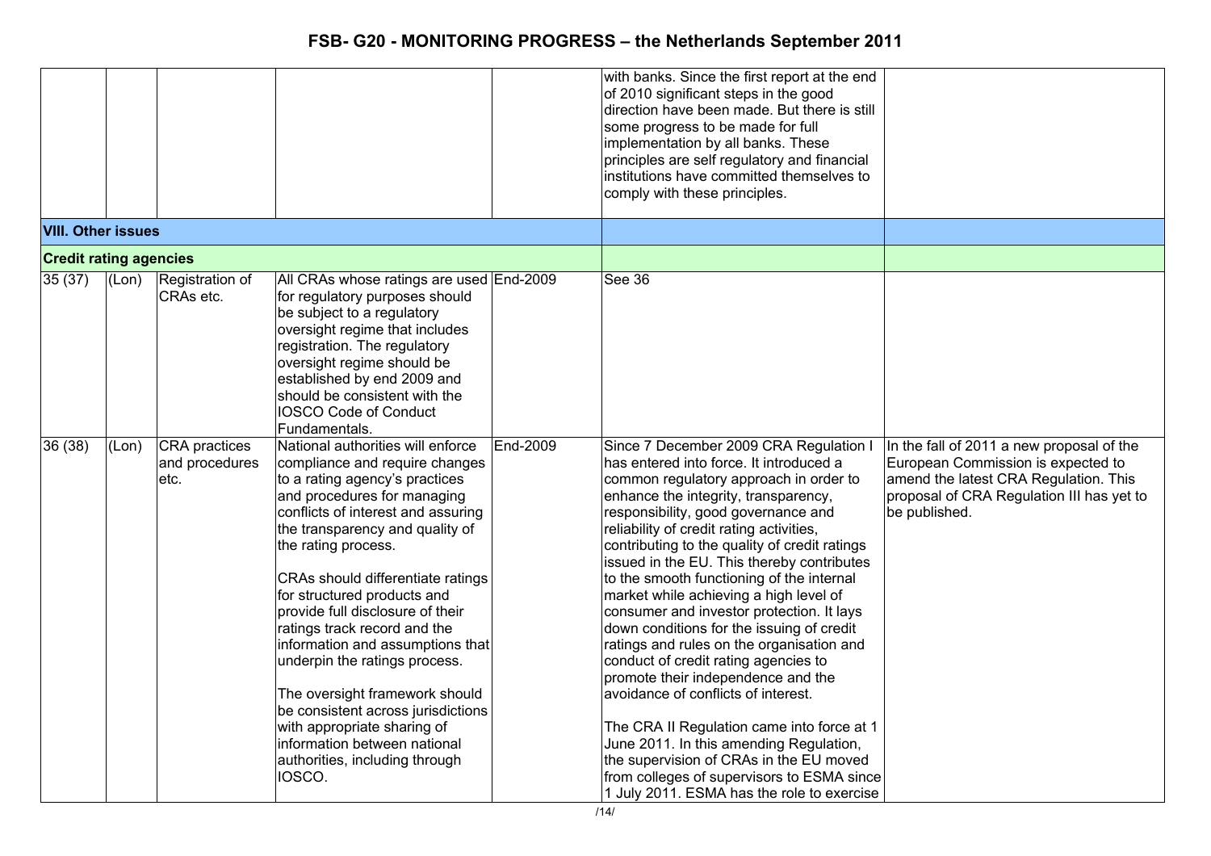| | | | | | | |
|---|---|---|---|---|---|---|
| | | | | | with banks. Since the first report at the end of 2010 significant steps in the good direction have been made. But there is still some progress to be made for full implementation by all banks. These principles are self regulatory and financial institutions have committed themselves to comply with these principles. | |
| **VIII. Other issues** | | | | | | |
| **Credit rating agencies** | | | | | | |
| 35 (37) | (Lon) | Registration of CRAs etc. | All CRAs whose ratings are used for regulatory purposes should be subject to a regulatory oversight regime that includes registration. The regulatory oversight regime should be established by end 2009 and should be consistent with the IOSCO Code of Conduct Fundamentals. | End-2009 | See 36 | |
| 36 (38) | (Lon) | CRA practices and procedures etc. | National authorities will enforce compliance and require changes to a rating agency's practices and procedures for managing conflicts of interest and assuring the transparency and quality of the rating process.<br><br>CRAs should differentiate ratings for structured products and provide full disclosure of their ratings track record and the information and assumptions that underpin the ratings process.<br><br>The oversight framework should be consistent across jurisdictions with appropriate sharing of information between national authorities, including through IOSCO. | End-2009 | Since 7 December 2009 CRA Regulation I has entered into force. It introduced a common regulatory approach in order to enhance the integrity, transparency, responsibility, good governance and reliability of credit rating activities, contributing to the quality of credit ratings issued in the EU. This thereby contributes to the smooth functioning of the internal market while achieving a high level of consumer and investor protection. It lays down conditions for the issuing of credit ratings and rules on the organisation and conduct of credit rating agencies to promote their independence and the avoidance of conflicts of interest.<br><br>The CRA II Regulation came into force at 1 June 2011. In this amending Regulation, the supervision of CRAs in the EU moved from colleges of supervisors to ESMA since 1 July 2011. ESMA has the role to exercise | In the fall of 2011 a new proposal of the European Commission is expected to amend the latest CRA Regulation. This proposal of CRA Regulation III has yet to be published. |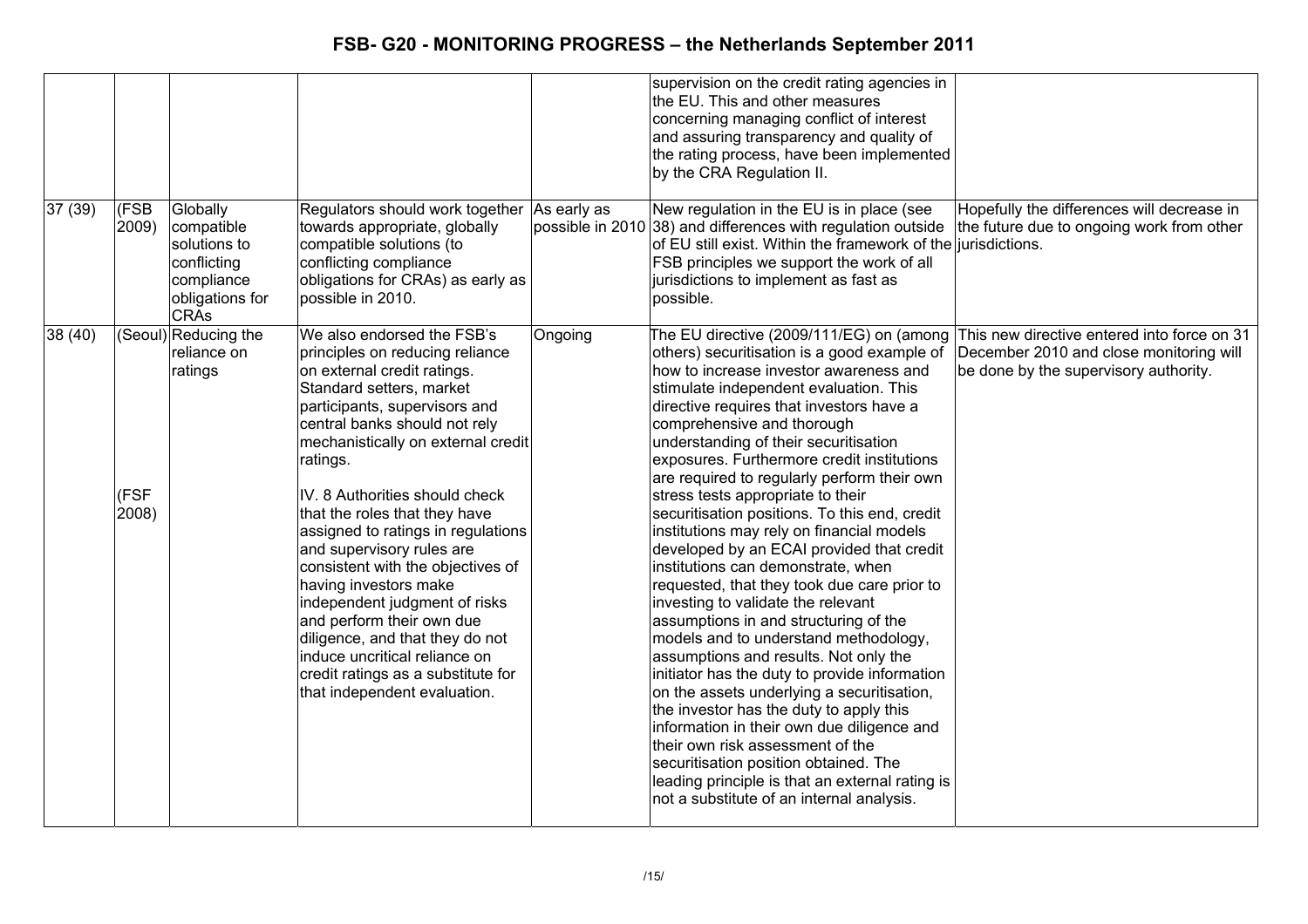| | | | | | | |
|---|---|---|---|---|---|---|
| | | | | | supervision on the credit rating agencies in the EU. This and other measures concerning managing conflict of interest and assuring transparency and quality of the rating process, have been implemented by the CRA Regulation II. | |
| 37 (39) | (FSB 2009) | Globally compatible solutions to conflicting compliance obligations for CRAs | Regulators should work together towards appropriate, globally compatible solutions (to conflicting compliance obligations for CRAs) as early as possible in 2010. | As early as possible in 2010 | New regulation in the EU is in place (see 38) and differences with regulation outside of EU still exist. Within the framework of the FSB principles we support the work of all jurisdictions to implement as fast as possible. | Hopefully the differences will decrease in the future due to ongoing work from other jurisdictions. |
| 38 (40) | (Seoul)<br><br>(FSF 2008) | Reducing the reliance on ratings | We also endorsed the FSB's principles on reducing reliance on external credit ratings. Standard setters, market participants, supervisors and central banks should not rely mechanistically on external credit ratings.<br><br>IV. 8 Authorities should check that the roles that they have assigned to ratings in regulations and supervisory rules are consistent with the objectives of having investors make independent judgment of risks and perform their own due diligence, and that they do not induce uncritical reliance on credit ratings as a substitute for that independent evaluation. | Ongoing | The EU directive (2009/111/EG) on (among others) securitisation is a good example of how to increase investor awareness and stimulate independent evaluation. This directive requires that investors have a comprehensive and thorough understanding of their securitisation exposures. Furthermore credit institutions are required to regularly perform their own stress tests appropriate to their securitisation positions. To this end, credit institutions may rely on financial models developed by an ECAI provided that credit institutions can demonstrate, when requested, that they took due care prior to investing to validate the relevant assumptions in and structuring of the models and to understand methodology, assumptions and results. Not only the initiator has the duty to provide information on the assets underlying a securitisation, the investor has the duty to apply this information in their own due diligence and their own risk assessment of the securitisation position obtained. The leading principle is that an external rating is not a substitute of an internal analysis. | This new directive entered into force on 31 December 2010 and close monitoring will be done by the supervisory authority. |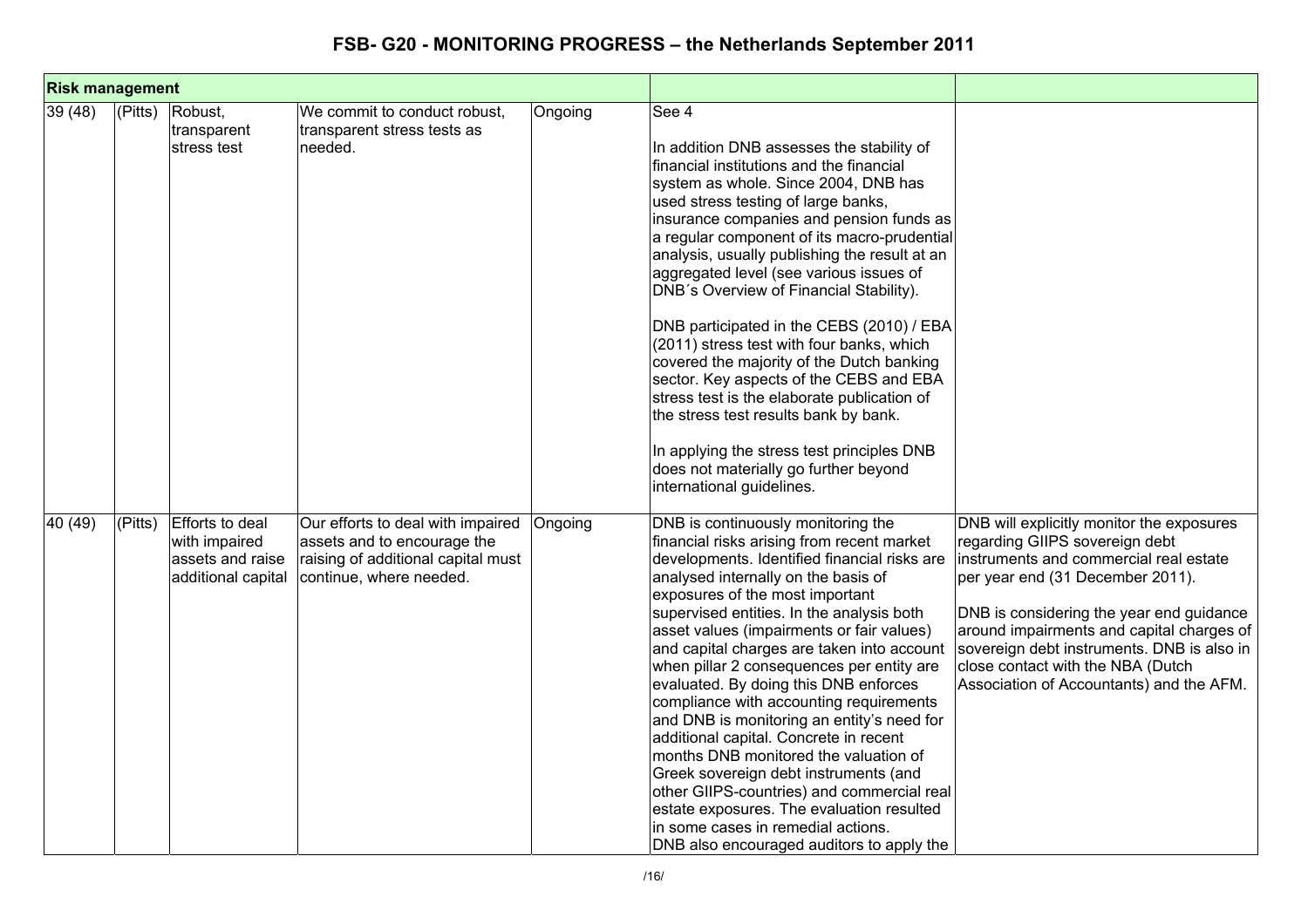# FSB- G20 - MONITORING PROGRESS – the Netherlands September 2011

| **Risk management** | | | | | | |
|---|---|---|---|---|---|---|
| 39 (48) | (Pitts) | Robust, transparent stress test | We commit to conduct robust, transparent stress tests as needed. | Ongoing | See 4<br><br>In addition DNB assesses the stability of financial institutions and the financial system as whole. Since 2004, DNB has used stress testing of large banks, insurance companies and pension funds as a regular component of its macro-prudential analysis, usually publishing the result at an aggregated level (see various issues of DNB´s Overview of Financial Stability).<br><br>DNB participated in the CEBS (2010) / EBA (2011) stress test with four banks, which covered the majority of the Dutch banking sector. Key aspects of the CEBS and EBA stress test is the elaborate publication of the stress test results bank by bank.<br><br>In applying the stress test principles DNB does not materially go further beyond international guidelines. | |
| 40 (49) | (Pitts) | Efforts to deal with impaired assets and raise additional capital | Our efforts to deal with impaired assets and to encourage the raising of additional capital must continue, where needed. | Ongoing | DNB is continuously monitoring the financial risks arising from recent market developments. Identified financial risks are analysed internally on the basis of exposures of the most important supervised entities. In the analysis both asset values (impairments or fair values) and capital charges are taken into account when pillar 2 consequences per entity are evaluated. By doing this DNB enforces compliance with accounting requirements and DNB is monitoring an entity's need for additional capital. Concrete in recent months DNB monitored the valuation of Greek sovereign debt instruments (and other GIIPS-countries) and commercial real estate exposures. The evaluation resulted in some cases in remedial actions.<br>DNB also encouraged auditors to apply the | DNB will explicitly monitor the exposures regarding GIIPS sovereign debt instruments and commercial real estate per year end (31 December 2011).<br><br>DNB is considering the year end guidance around impairments and capital charges of sovereign debt instruments. DNB is also in close contact with the NBA (Dutch Association of Accountants) and the AFM. |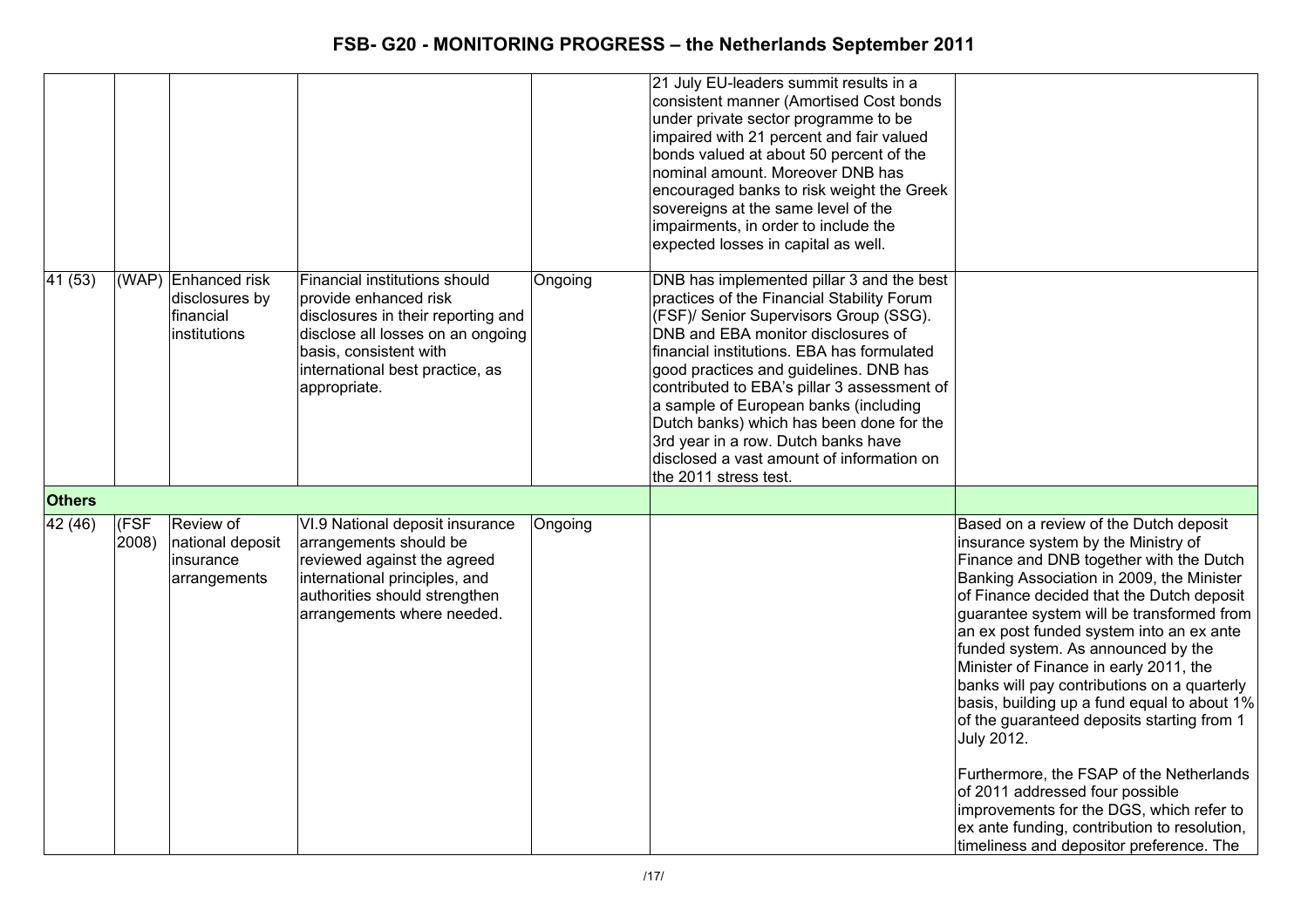| | | | | | | |
|---|---|---|---|---|---|---|
| | | | | | 21 July EU-leaders summit results in a consistent manner (Amortised Cost bonds under private sector programme to be impaired with 21 percent and fair valued bonds valued at about 50 percent of the nominal amount. Moreover DNB has encouraged banks to risk weight the Greek sovereigns at the same level of the impairments, in order to include the expected losses in capital as well. | |
| 41 (53) | (WAP) | Enhanced risk disclosures by financial institutions | Financial institutions should provide enhanced risk disclosures in their reporting and disclose all losses on an ongoing basis, consistent with international best practice, as appropriate. | Ongoing | DNB has implemented pillar 3 and the best practices of the Financial Stability Forum (FSF)/ Senior Supervisors Group (SSG). DNB and EBA monitor disclosures of financial institutions. EBA has formulated good practices and guidelines. DNB has contributed to EBA's pillar 3 assessment of a sample of European banks (including Dutch banks) which has been done for the 3rd year in a row. Dutch banks have disclosed a vast amount of information on the 2011 stress test. | |
| **Others** | | | | | | |
| 42 (46) | (FSF 2008) | Review of national deposit insurance arrangements | VI.9 National deposit insurance arrangements should be reviewed against the agreed international principles, and authorities should strengthen arrangements where needed. | Ongoing | | Based on a review of the Dutch deposit insurance system by the Ministry of Finance and DNB together with the Dutch Banking Association in 2009, the Minister of Finance decided that the Dutch deposit guarantee system will be transformed from an ex post funded system into an ex ante funded system. As announced by the Minister of Finance in early 2011, the banks will pay contributions on a quarterly basis, building up a fund equal to about 1% of the guaranteed deposits starting from 1 July 2012.<br><br>Furthermore, the FSAP of the Netherlands of 2011 addressed four possible improvements for the DGS, which refer to ex ante funding, contribution to resolution, timeliness and depositor preference. The |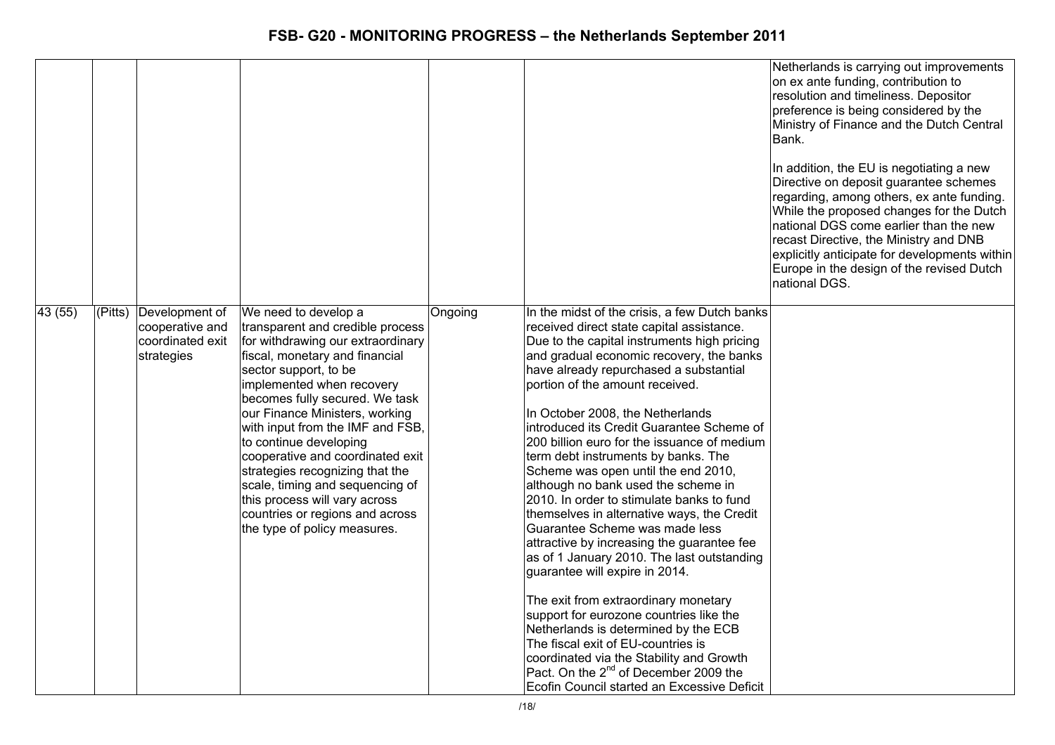| | | | | | | |
|---|---|---|---|---|---|---|
| | | | | | | Netherlands is carrying out improvements on ex ante funding, contribution to resolution and timeliness. Depositor preference is being considered by the Ministry of Finance and the Dutch Central Bank.<br><br>In addition, the EU is negotiating a new Directive on deposit guarantee schemes regarding, among others, ex ante funding. While the proposed changes for the Dutch national DGS come earlier than the new recast Directive, the Ministry and DNB explicitly anticipate for developments within Europe in the design of the revised Dutch national DGS. |
| 43 (55) | (Pitts) | Development of cooperative and coordinated exit strategies | We need to develop a transparent and credible process for withdrawing our extraordinary fiscal, monetary and financial sector support, to be implemented when recovery becomes fully secured. We task our Finance Ministers, working with input from the IMF and FSB, to continue developing cooperative and coordinated exit strategies recognizing that the scale, timing and sequencing of this process will vary across countries or regions and across the type of policy measures. | Ongoing | In the midst of the crisis, a few Dutch banks received direct state capital assistance. Due to the capital instruments high pricing and gradual economic recovery, the banks have already repurchased a substantial portion of the amount received.<br><br>In October 2008, the Netherlands introduced its Credit Guarantee Scheme of 200 billion euro for the issuance of medium term debt instruments by banks. The Scheme was open until the end 2010, although no bank used the scheme in 2010. In order to stimulate banks to fund themselves in alternative ways, the Credit Guarantee Scheme was made less attractive by increasing the guarantee fee as of 1 January 2010. The last outstanding guarantee will expire in 2014.<br><br>The exit from extraordinary monetary support for eurozone countries like the Netherlands is determined by the ECB The fiscal exit of EU-countries is coordinated via the Stability and Growth Pact. On the 2nd of December 2009 the Ecofin Council started an Excessive Deficit | |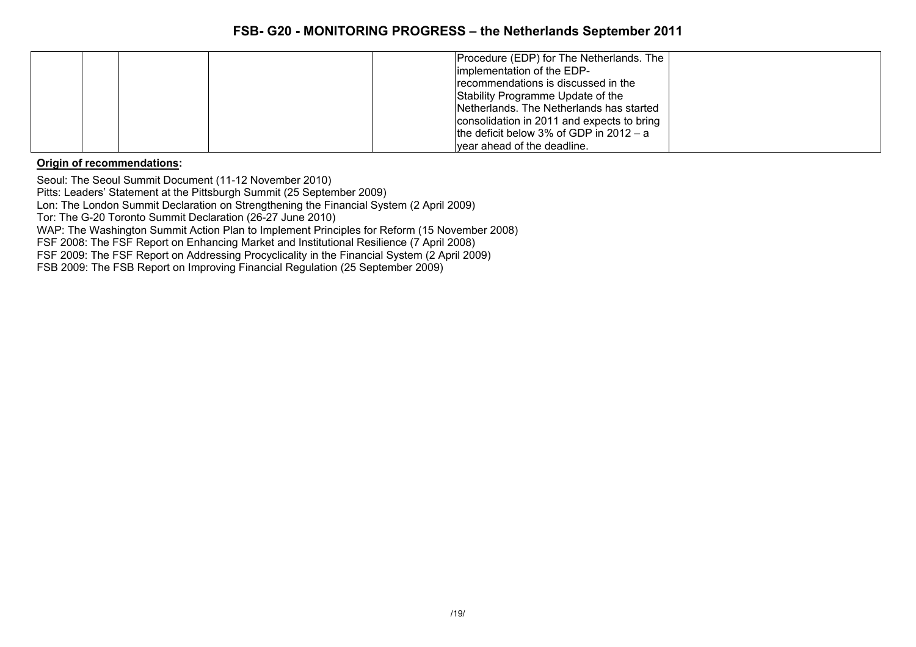| | | | | | | |
|---|---|---|---|---|---|---|
| | | | | | Procedure (EDP) for The Netherlands. The implementation of the EDP-recommendations is discussed in the Stability Programme Update of the Netherlands. The Netherlands has started consolidation in 2011 and expects to bring the deficit below 3% of GDP in 2012 – a year ahead of the deadline. | |

**Origin of recommendations:**

Seoul: The Seoul Summit Document (11-12 November 2010)
Pitts: Leaders' Statement at the Pittsburgh Summit (25 September 2009)
Lon: The London Summit Declaration on Strengthening the Financial System (2 April 2009)
Tor: The G-20 Toronto Summit Declaration (26-27 June 2010)
WAP: The Washington Summit Action Plan to Implement Principles for Reform (15 November 2008)
FSF 2008: The FSF Report on Enhancing Market and Institutional Resilience (7 April 2008)
FSF 2009: The FSF Report on Addressing Procyclicality in the Financial System (2 April 2009)
FSB 2009: The FSB Report on Improving Financial Regulation (25 September 2009)